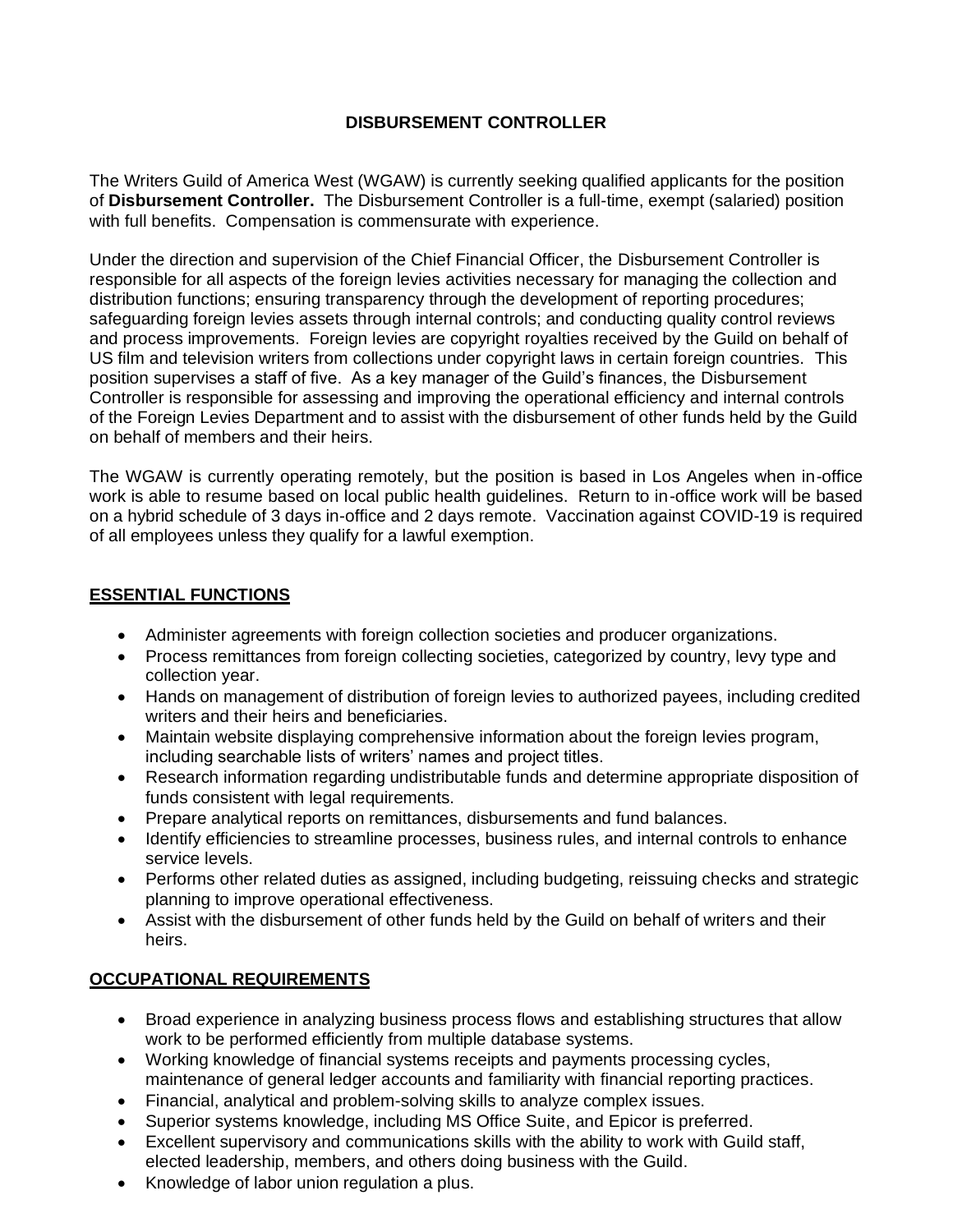# DISBURSEMENT CONTROLLER

The Writers Guild of America West (WGAW) is currently seeking qualified applicants for the position of **Disbursement Controller.** The Disbursement Controller is a full-time, exempt (salaried) position with full benefits. Compensation is commensurate with experience.

Under the direction and supervision of the Chief Financial Officer, the Disbursement Controller is responsible for all aspects of the foreign levies activities necessary for managing the collection and distribution functions; ensuring transparency through the development of reporting procedures; safeguarding foreign levies assets through internal controls; and conducting quality control reviews and process improvements. Foreign levies are copyright royalties received by the Guild on behalf of US film and television writers from collections under copyright laws in certain foreign countries. This position supervises a staff of five. As a key manager of the Guild's finances, the Disbursement Controller is responsible for assessing and improving the operational efficiency and internal controls of the Foreign Levies Department and to assist with the disbursement of other funds held by the Guild on behalf of members and their heirs.

The WGAW is currently operating remotely, but the position is based in Los Angeles when in-office work is able to resume based on local public health guidelines. Return to in-office work will be based on a hybrid schedule of 3 days in-office and 2 days remote. Vaccination against COVID-19 is required of all employees unless they qualify for a lawful exemption.

## ESSENTIAL FUNCTIONS

- Administer agreements with foreign collection societies and producer organizations.
- Process remittances from foreign collecting societies, categorized by country, levy type and collection year.
- Hands on management of distribution of foreign levies to authorized payees, including credited writers and their heirs and beneficiaries.
- Maintain website displaying comprehensive information about the foreign levies program, including searchable lists of writers' names and project titles.
- Research information regarding undistributable funds and determine appropriate disposition of funds consistent with legal requirements.
- Prepare analytical reports on remittances, disbursements and fund balances.
- Identify efficiencies to streamline processes, business rules, and internal controls to enhance service levels.
- Performs other related duties as assigned, including budgeting, reissuing checks and strategic planning to improve operational effectiveness.
- Assist with the disbursement of other funds held by the Guild on behalf of writers and their heirs.

## OCCUPATIONAL REQUIREMENTS

- Broad experience in analyzing business process flows and establishing structures that allow work to be performed efficiently from multiple database systems.
- Working knowledge of financial systems receipts and payments processing cycles, maintenance of general ledger accounts and familiarity with financial reporting practices.
- Financial, analytical and problem-solving skills to analyze complex issues.
- Superior systems knowledge, including MS Office Suite, and Epicor is preferred.
- Excellent supervisory and communications skills with the ability to work with Guild staff, elected leadership, members, and others doing business with the Guild.
- Knowledge of labor union regulation a plus.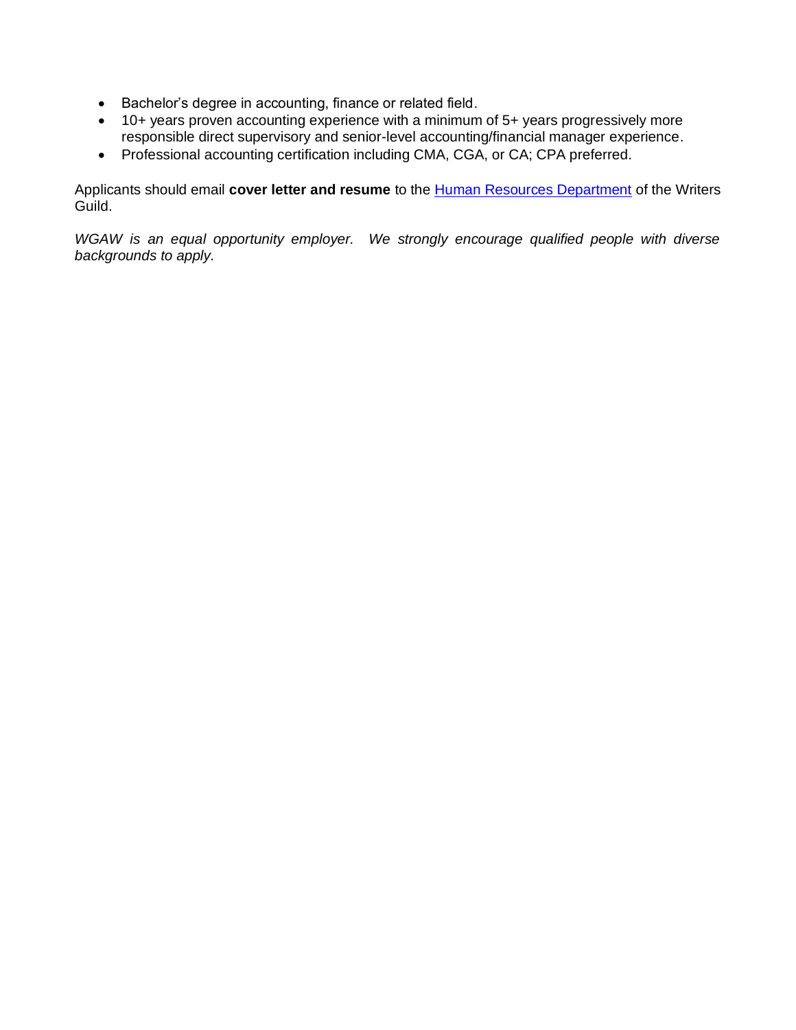- Bachelor's degree in accounting, finance or related field.
- 10+ years proven accounting experience with a minimum of 5+ years progressively more responsible direct supervisory and senior-level accounting/financial manager experience.
- Professional accounting certification including CMA, CGA, or CA; CPA preferred.

Applicants should email **cover letter and resume** to the Human Resources Department of the Writers Guild.

*WGAW is an equal opportunity employer. We strongly encourage qualified people with diverse backgrounds to apply.*